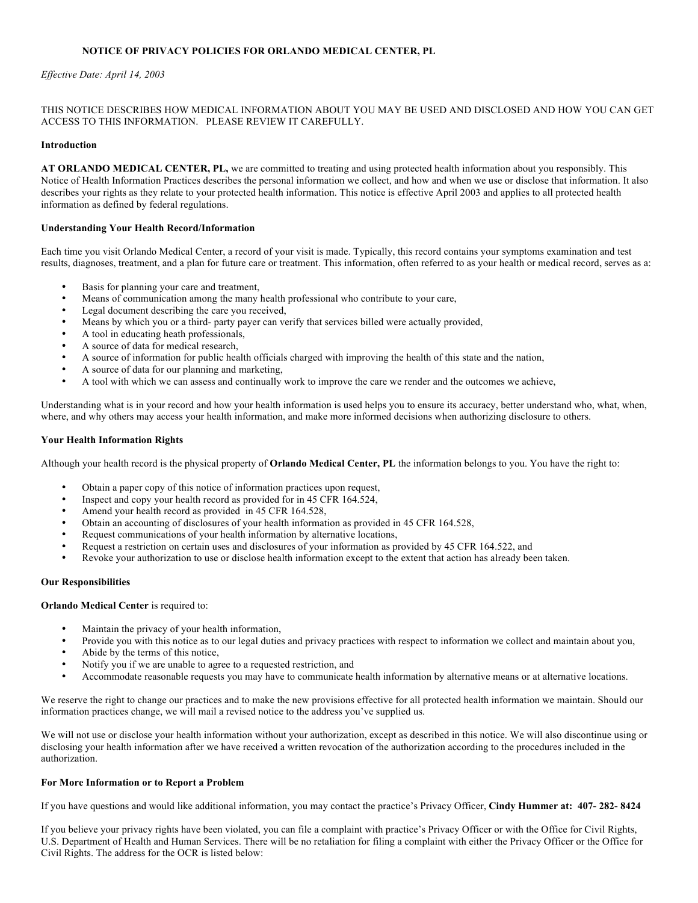## NOTICE OF PRIVACY POLICIES FOR ORLANDO MEDICAL CENTER, PL

*Effective Date: April 14, 2003*

THIS NOTICE DESCRIBES HOW MEDICAL INFORMATION ABOUT YOU MAY BE USED AND DISCLOSED AND HOW YOU CAN GET ACCESS TO THIS INFORMATION. PLEASE REVIEW IT CAREFULLY.

### Introduction

**AT ORLANDO MEDICAL CENTER, PL,** we are committed to treating and using protected health information about you responsibly. This Notice of Health Information Practices describes the personal information we collect, and how and when we use or disclose that information. It also describes your rights as they relate to your protected health information. This notice is effective April 2003 and applies to all protected health information as defined by federal regulations.

### Understanding Your Health Record/Information

Each time you visit Orlando Medical Center, a record of your visit is made. Typically, this record contains your symptoms examination and test results, diagnoses, treatment, and a plan for future care or treatment. This information, often referred to as your health or medical record, serves as a:

- Basis for planning your care and treatment,
- Means of communication among the many health professional who contribute to your care,
- Legal document describing the care you received,
- Means by which you or a third- party payer can verify that services billed were actually provided,
- A tool in educating heath professionals,
- A source of data for medical research,
- A source of information for public health officials charged with improving the health of this state and the nation,
- A source of data for our planning and marketing,
- A tool with which we can assess and continually work to improve the care we render and the outcomes we achieve,

Understanding what is in your record and how your health information is used helps you to ensure its accuracy, better understand who, what, when, where, and why others may access your health information, and make more informed decisions when authorizing disclosure to others.

### Your Health Information Rights

Although your health record is the physical property of **Orlando Medical Center, PL** the information belongs to you. You have the right to:

- Obtain a paper copy of this notice of information practices upon request,
- Inspect and copy your health record as provided for in 45 CFR 164.524,
- Amend your health record as provided in 45 CFR 164.528,
- Obtain an accounting of disclosures of your health information as provided in 45 CFR 164.528,
- Request communications of your health information by alternative locations,
- Request a restriction on certain uses and disclosures of your information as provided by 45 CFR 164.522, and
- Revoke your authorization to use or disclose health information except to the extent that action has already been taken.

### Our Responsibilities

**Orlando Medical Center** is required to:

- Maintain the privacy of your health information,
- Provide you with this notice as to our legal duties and privacy practices with respect to information we collect and maintain about you,
- Abide by the terms of this notice,
- Notify you if we are unable to agree to a requested restriction, and
- Accommodate reasonable requests you may have to communicate health information by alternative means or at alternative locations.

We reserve the right to change our practices and to make the new provisions effective for all protected health information we maintain. Should our information practices change, we will mail a revised notice to the address you've supplied us.

We will not use or disclose your health information without your authorization, except as described in this notice. We will also discontinue using or disclosing your health information after we have received a written revocation of the authorization according to the procedures included in the authorization.

### For More Information or to Report a Problem

If you have questions and would like additional information, you may contact the practice's Privacy Officer, **Cindy Hummer at: 407- 282- 8424**

If you believe your privacy rights have been violated, you can file a complaint with practice's Privacy Officer or with the Office for Civil Rights, U.S. Department of Health and Human Services. There will be no retaliation for filing a complaint with either the Privacy Officer or the Office for Civil Rights. The address for the OCR is listed below: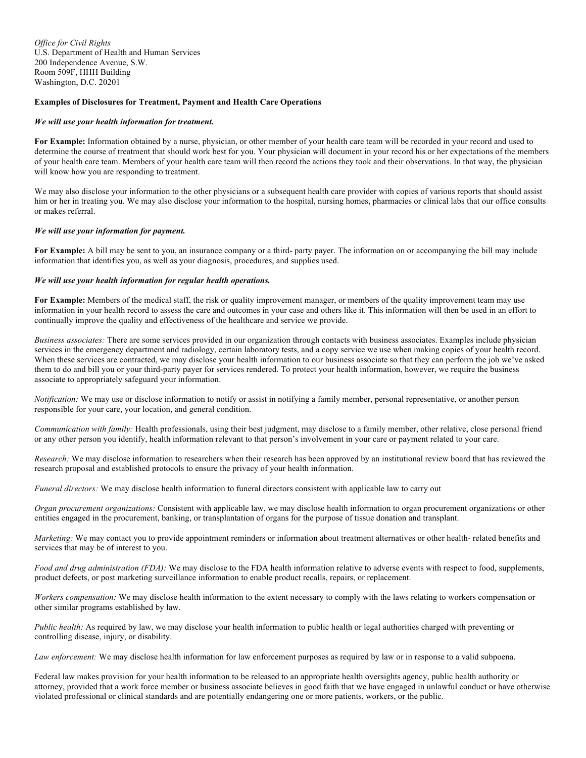*Office for Civil Rights*
U.S. Department of Health and Human Services
200 Independence Avenue, S.W.
Room 509F, HHH Building
Washington, D.C. 20201

**Examples of Disclosures for Treatment, Payment and Health Care Operations**

***We will use your health information for treatment.***

**For Example:** Information obtained by a nurse, physician, or other member of your health care team will be recorded in your record and used to determine the course of treatment that should work best for you. Your physician will document in your record his or her expectations of the members of your health care team. Members of your health care team will then record the actions they took and their observations. In that way, the physician will know how you are responding to treatment.

We may also disclose your information to the other physicians or a subsequent health care provider with copies of various reports that should assist him or her in treating you. We may also disclose your information to the hospital, nursing homes, pharmacies or clinical labs that our office consults or makes referral.

***We will use your information for payment.***

**For Example:** A bill may be sent to you, an insurance company or a third- party payer. The information on or accompanying the bill may include information that identifies you, as well as your diagnosis, procedures, and supplies used.

***We will use your health information for regular health operations.***

**For Example:** Members of the medical staff, the risk or quality improvement manager, or members of the quality improvement team may use information in your health record to assess the care and outcomes in your case and others like it. This information will then be used in an effort to continually improve the quality and effectiveness of the healthcare and service we provide.

*Business associates:* There are some services provided in our organization through contacts with business associates. Examples include physician services in the emergency department and radiology, certain laboratory tests, and a copy service we use when making copies of your health record. When these services are contracted, we may disclose your health information to our business associate so that they can perform the job we've asked them to do and bill you or your third-party payer for services rendered. To protect your health information, however, we require the business associate to appropriately safeguard your information.

*Notification:* We may use or disclose information to notify or assist in notifying a family member, personal representative, or another person responsible for your care, your location, and general condition.

*Communication with family:* Health professionals, using their best judgment, may disclose to a family member, other relative, close personal friend or any other person you identify, health information relevant to that person's involvement in your care or payment related to your care.

*Research:* We may disclose information to researchers when their research has been approved by an institutional review board that has reviewed the research proposal and established protocols to ensure the privacy of your health information.

*Funeral directors:* We may disclose health information to funeral directors consistent with applicable law to carry out

*Organ procurement organizations:* Consistent with applicable law, we may disclose health information to organ procurement organizations or other entities engaged in the procurement, banking, or transplantation of organs for the purpose of tissue donation and transplant.

*Marketing:* We may contact you to provide appointment reminders or information about treatment alternatives or other health- related benefits and services that may be of interest to you.

*Food and drug administration (FDA):* We may disclose to the FDA health information relative to adverse events with respect to food, supplements, product defects, or post marketing surveillance information to enable product recalls, repairs, or replacement.

*Workers compensation:* We may disclose health information to the extent necessary to comply with the laws relating to workers compensation or other similar programs established by law.

*Public health:* As required by law, we may disclose your health information to public health or legal authorities charged with preventing or controlling disease, injury, or disability.

*Law enforcement:* We may disclose health information for law enforcement purposes as required by law or in response to a valid subpoena.

Federal law makes provision for your health information to be released to an appropriate health oversights agency, public health authority or attorney, provided that a work force member or business associate believes in good faith that we have engaged in unlawful conduct or have otherwise violated professional or clinical standards and are potentially endangering one or more patients, workers, or the public.